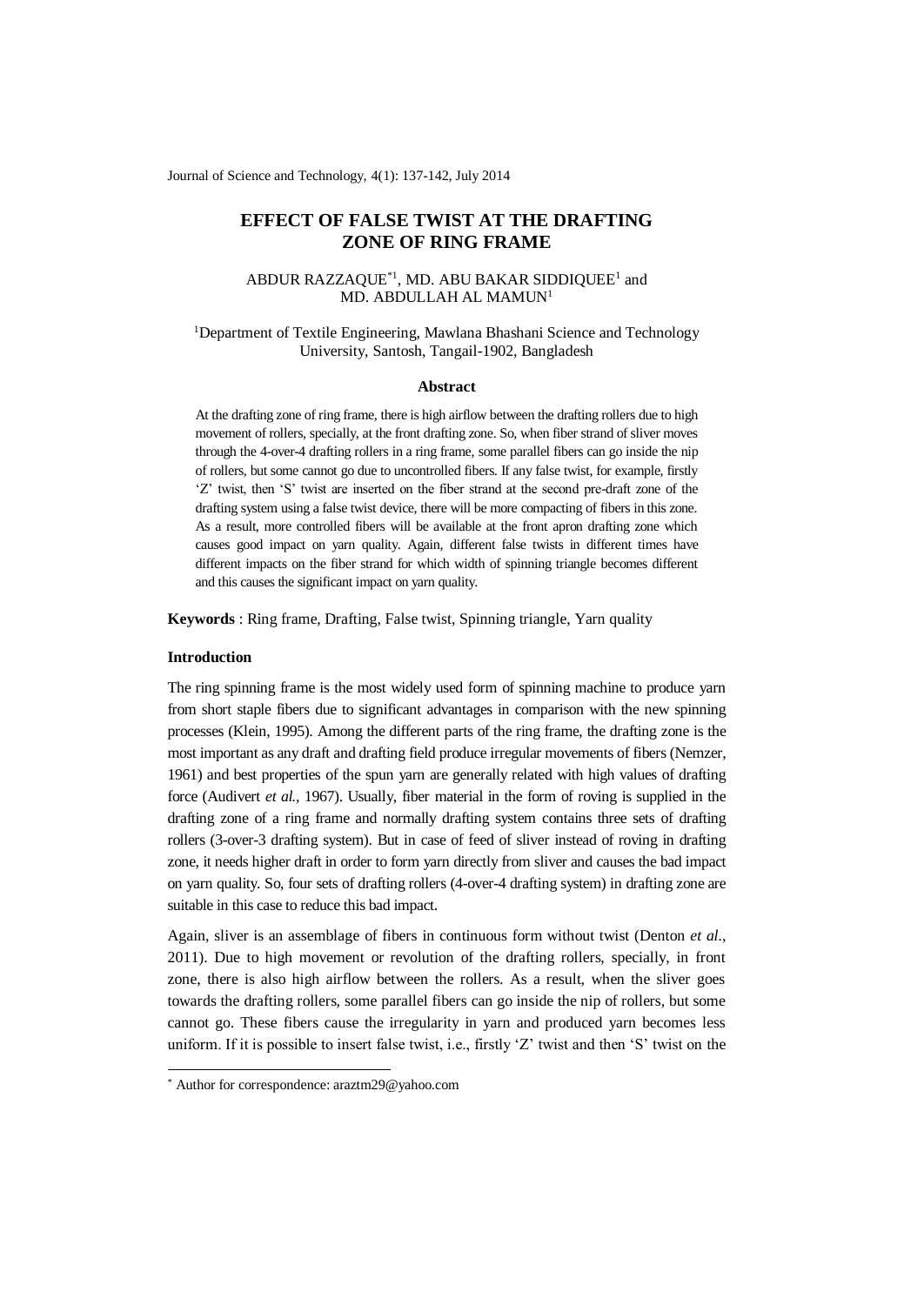# EFFECT OF FALSE TWIST AT THE DRAFTING ZONE OF RING FRAME

ABDUR RAZZAQUE[*1], MD. ABU BAKAR SIDDIQUEE[1] and MD. ABDULLAH AL MAMUN[1]

[1]Department of Textile Engineering, Mawlana Bhashani Science and Technology University, Santosh, Tangail-1902, Bangladesh

### Abstract

At the drafting zone of ring frame, there is high airflow between the drafting rollers due to high movement of rollers, specially, at the front drafting zone. So, when fiber strand of sliver moves through the 4-over-4 drafting rollers in a ring frame, some parallel fibers can go inside the nip of rollers, but some cannot go due to uncontrolled fibers. If any false twist, for example, firstly 'Z' twist, then 'S' twist are inserted on the fiber strand at the second pre-draft zone of the drafting system using a false twist device, there will be more compacting of fibers in this zone. As a result, more controlled fibers will be available at the front apron drafting zone which causes good impact on yarn quality. Again, different false twists in different times have different impacts on the fiber strand for which width of spinning triangle becomes different and this causes the significant impact on yarn quality.

**Keywords** : Ring frame, Drafting, False twist, Spinning triangle, Yarn quality

### Introduction

The ring spinning frame is the most widely used form of spinning machine to produce yarn from short staple fibers due to significant advantages in comparison with the new spinning processes (Klein, 1995). Among the different parts of the ring frame, the drafting zone is the most important as any draft and drafting field produce irregular movements of fibers (Nemzer, 1961) and best properties of the spun yarn are generally related with high values of drafting force (Audivert *et al.*, 1967). Usually, fiber material in the form of roving is supplied in the drafting zone of a ring frame and normally drafting system contains three sets of drafting rollers (3-over-3 drafting system). But in case of feed of sliver instead of roving in drafting zone, it needs higher draft in order to form yarn directly from sliver and causes the bad impact on yarn quality. So, four sets of drafting rollers (4-over-4 drafting system) in drafting zone are suitable in this case to reduce this bad impact.

Again, sliver is an assemblage of fibers in continuous form without twist (Denton *et al.*, 2011). Due to high movement or revolution of the drafting rollers, specially, in front zone, there is also high airflow between the rollers. As a result, when the sliver goes towards the drafting rollers, some parallel fibers can go inside the nip of rollers, but some cannot go. These fibers cause the irregularity in yarn and produced yarn becomes less uniform. If it is possible to insert false twist, i.e., firstly 'Z' twist and then 'S' twist on the

[*] Author for correspondence: araztm29@yahoo.com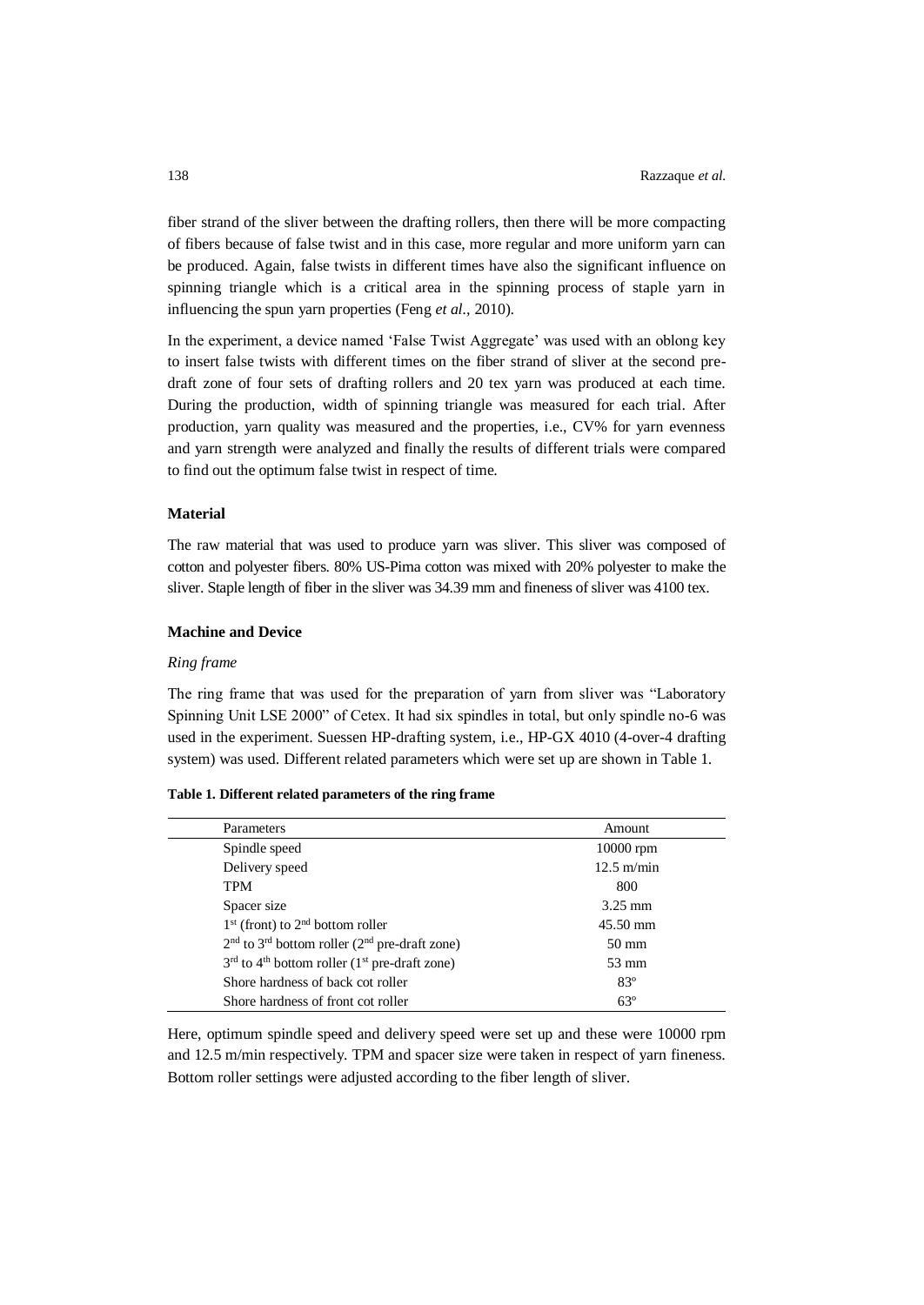fiber strand of the sliver between the drafting rollers, then there will be more compacting of fibers because of false twist and in this case, more regular and more uniform yarn can be produced. Again, false twists in different times have also the significant influence on spinning triangle which is a critical area in the spinning process of staple yarn in influencing the spun yarn properties (Feng *et al.*, 2010).

In the experiment, a device named 'False Twist Aggregate' was used with an oblong key to insert false twists with different times on the fiber strand of sliver at the second pre-draft zone of four sets of drafting rollers and 20 tex yarn was produced at each time. During the production, width of spinning triangle was measured for each trial. After production, yarn quality was measured and the properties, i.e., CV% for yarn evenness and yarn strength were analyzed and finally the results of different trials were compared to find out the optimum false twist in respect of time.

### Material

The raw material that was used to produce yarn was sliver. This sliver was composed of cotton and polyester fibers. 80% US-Pima cotton was mixed with 20% polyester to make the sliver. Staple length of fiber in the sliver was 34.39 mm and fineness of sliver was 4100 tex.

### Machine and Device

*Ring frame*

The ring frame that was used for the preparation of yarn from sliver was "Laboratory Spinning Unit LSE 2000" of Cetex. It had six spindles in total, but only spindle no-6 was used in the experiment. Suessen HP-drafting system, i.e., HP-GX 4010 (4-over-4 drafting system) was used. Different related parameters which were set up are shown in Table 1.

**Table 1. Different related parameters of the ring frame**

| Parameters | Amount |
|---|---|
| Spindle speed | 10000 rpm |
| Delivery speed | 12.5 m/min |
| TPM | 800 |
| Spacer size | 3.25 mm |
| 1st (front) to 2nd bottom roller | 45.50 mm |
| 2nd to 3rd bottom roller (2nd pre-draft zone) | 50 mm |
| 3rd to 4th bottom roller (1st pre-draft zone) | 53 mm |
| Shore hardness of back cot roller | 83° |
| Shore hardness of front cot roller | 63° |

Here, optimum spindle speed and delivery speed were set up and these were 10000 rpm and 12.5 m/min respectively. TPM and spacer size were taken in respect of yarn fineness. Bottom roller settings were adjusted according to the fiber length of sliver.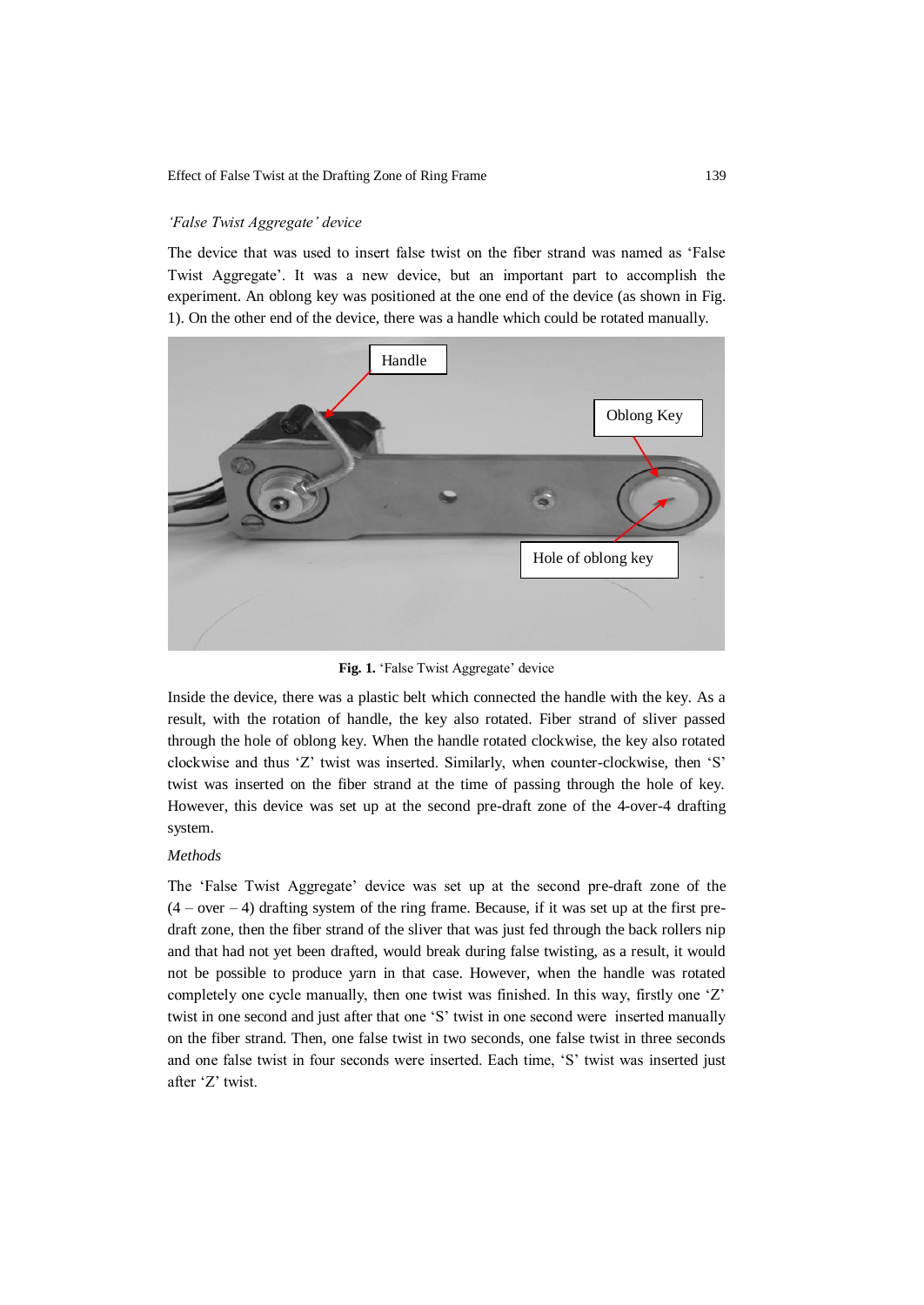*'False Twist Aggregate' device*

The device that was used to insert false twist on the fiber strand was named as 'False Twist Aggregate'. It was a new device, but an important part to accomplish the experiment. An oblong key was positioned at the one end of the device (as shown in Fig. 1). On the other end of the device, there was a handle which could be rotated manually.

**Fig. 1.** 'False Twist Aggregate' device

Inside the device, there was a plastic belt which connected the handle with the key. As a result, with the rotation of handle, the key also rotated. Fiber strand of sliver passed through the hole of oblong key. When the handle rotated clockwise, the key also rotated clockwise and thus 'Z' twist was inserted. Similarly, when counter-clockwise, then 'S' twist was inserted on the fiber strand at the time of passing through the hole of key. However, this device was set up at the second pre-draft zone of the 4-over-4 drafting system.

*Methods*

The 'False Twist Aggregate' device was set up at the second pre-draft zone of the (4 – over – 4) drafting system of the ring frame. Because, if it was set up at the first pre-draft zone, then the fiber strand of the sliver that was just fed through the back rollers nip and that had not yet been drafted, would break during false twisting, as a result, it would not be possible to produce yarn in that case. However, when the handle was rotated completely one cycle manually, then one twist was finished. In this way, firstly one 'Z' twist in one second and just after that one 'S' twist in one second were inserted manually on the fiber strand. Then, one false twist in two seconds, one false twist in three seconds and one false twist in four seconds were inserted. Each time, 'S' twist was inserted just after 'Z' twist.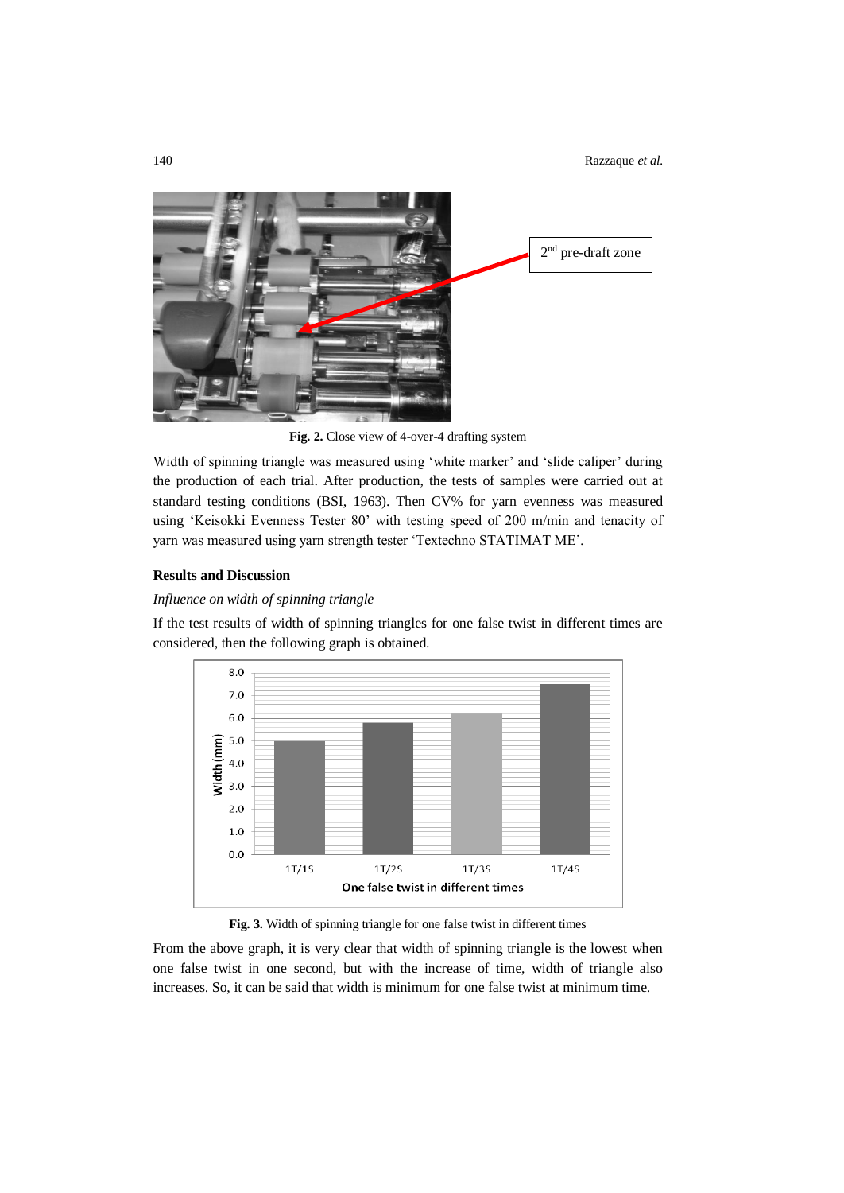2nd pre-draft zone

**Fig. 2.** Close view of 4-over-4 drafting system

Width of spinning triangle was measured using 'white marker' and 'slide caliper' during the production of each trial. After production, the tests of samples were carried out at standard testing conditions (BSI, 1963). Then CV% for yarn evenness was measured using 'Keisokki Evenness Tester 80' with testing speed of 200 m/min and tenacity of yarn was measured using yarn strength tester 'Textechno STATIMAT ME'.

## Results and Discussion

### *Influence on width of spinning triangle*

If the test results of width of spinning triangles for one false twist in different times are considered, then the following graph is obtained.

**Fig. 3.** Width of spinning triangle for one false twist in different times

From the above graph, it is very clear that width of spinning triangle is the lowest when one false twist in one second, but with the increase of time, width of triangle also increases. So, it can be said that width is minimum for one false twist at minimum time.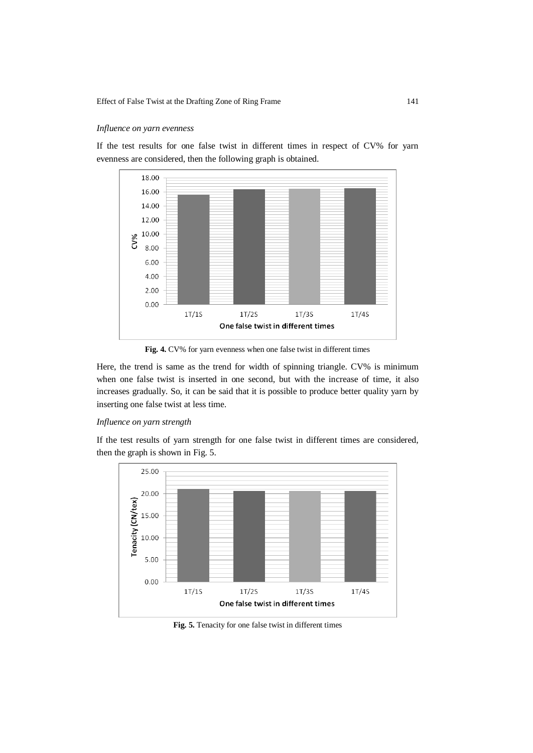*Influence on yarn evenness*

If the test results for one false twist in different times in respect of CV% for yarn evenness are considered, then the following graph is obtained.

**Fig. 4.** CV% for yarn evenness when one false twist in different times

Here, the trend is same as the trend for width of spinning triangle. CV% is minimum when one false twist is inserted in one second, but with the increase of time, it also increases gradually. So, it can be said that it is possible to produce better quality yarn by inserting one false twist at less time.

*Influence on yarn strength*

If the test results of yarn strength for one false twist in different times are considered, then the graph is shown in Fig. 5.

**Fig. 5.** Tenacity for one false twist in different times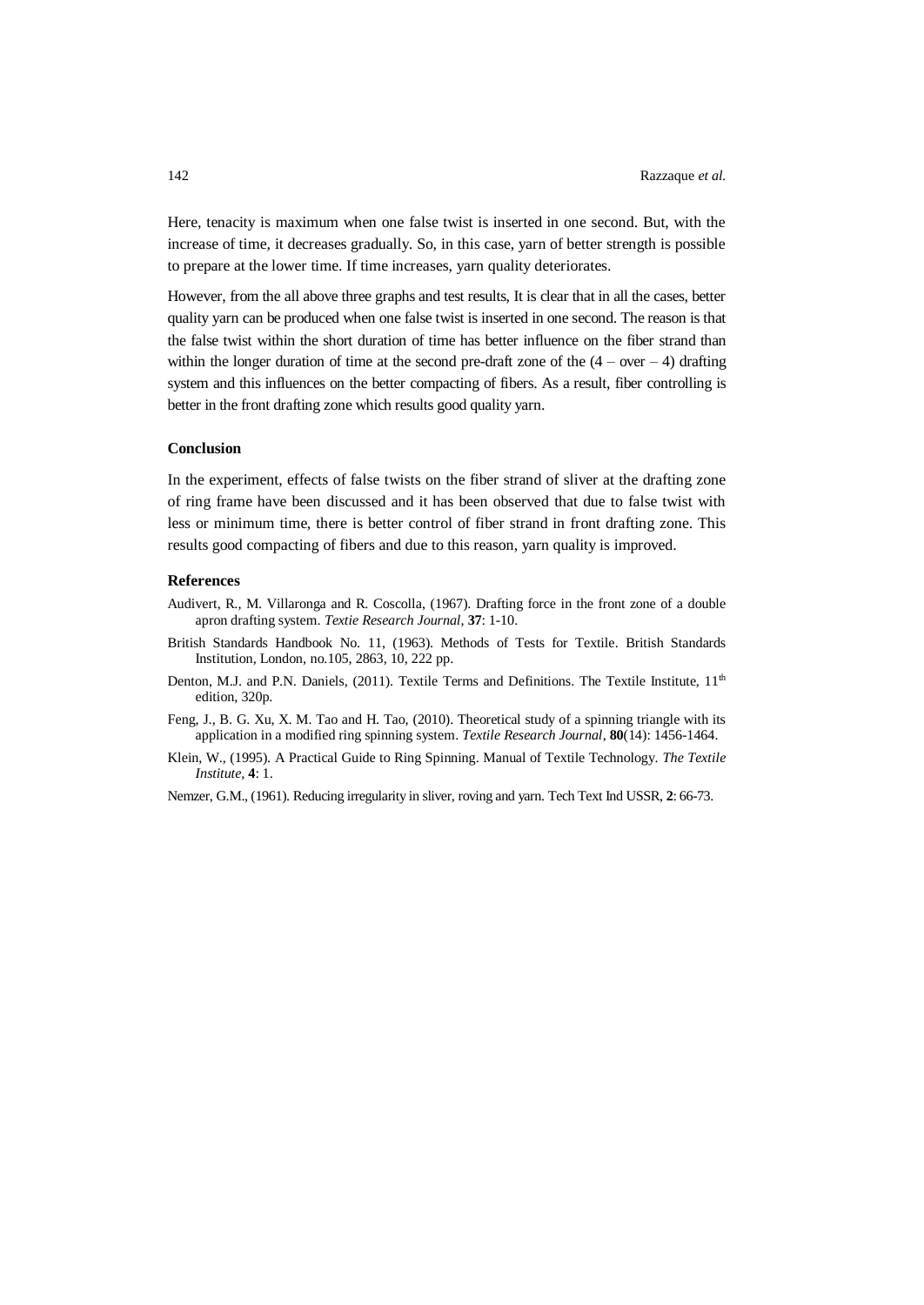Here, tenacity is maximum when one false twist is inserted in one second. But, with the increase of time, it decreases gradually. So, in this case, yarn of better strength is possible to prepare at the lower time. If time increases, yarn quality deteriorates.

However, from the all above three graphs and test results, It is clear that in all the cases, better quality yarn can be produced when one false twist is inserted in one second. The reason is that the false twist within the short duration of time has better influence on the fiber strand than within the longer duration of time at the second pre-draft zone of the (4 – over – 4) drafting system and this influences on the better compacting of fibers. As a result, fiber controlling is better in the front drafting zone which results good quality yarn.

### Conclusion

In the experiment, effects of false twists on the fiber strand of sliver at the drafting zone of ring frame have been discussed and it has been observed that due to false twist with less or minimum time, there is better control of fiber strand in front drafting zone. This results good compacting of fibers and due to this reason, yarn quality is improved.

### References

Audivert, R., M. Villaronga and R. Coscolla, (1967). Drafting force in the front zone of a double apron drafting system. *Textie Research Journal*, **37**: 1-10.

British Standards Handbook No. 11, (1963). Methods of Tests for Textile. British Standards Institution, London, no.105, 2863, 10, 222 pp.

Denton, M.J. and P.N. Daniels, (2011). Textile Terms and Definitions. The Textile Institute, 11th edition, 320p.

Feng, J., B. G. Xu, X. M. Tao and H. Tao, (2010). Theoretical study of a spinning triangle with its application in a modified ring spinning system. *Textile Research Journal*, **80**(14): 1456-1464.

Klein, W., (1995). A Practical Guide to Ring Spinning. Manual of Textile Technology. *The Textile Institute*, **4**: 1.

Nemzer, G.M., (1961). Reducing irregularity in sliver, roving and yarn. Tech Text Ind USSR, **2**: 66-73.